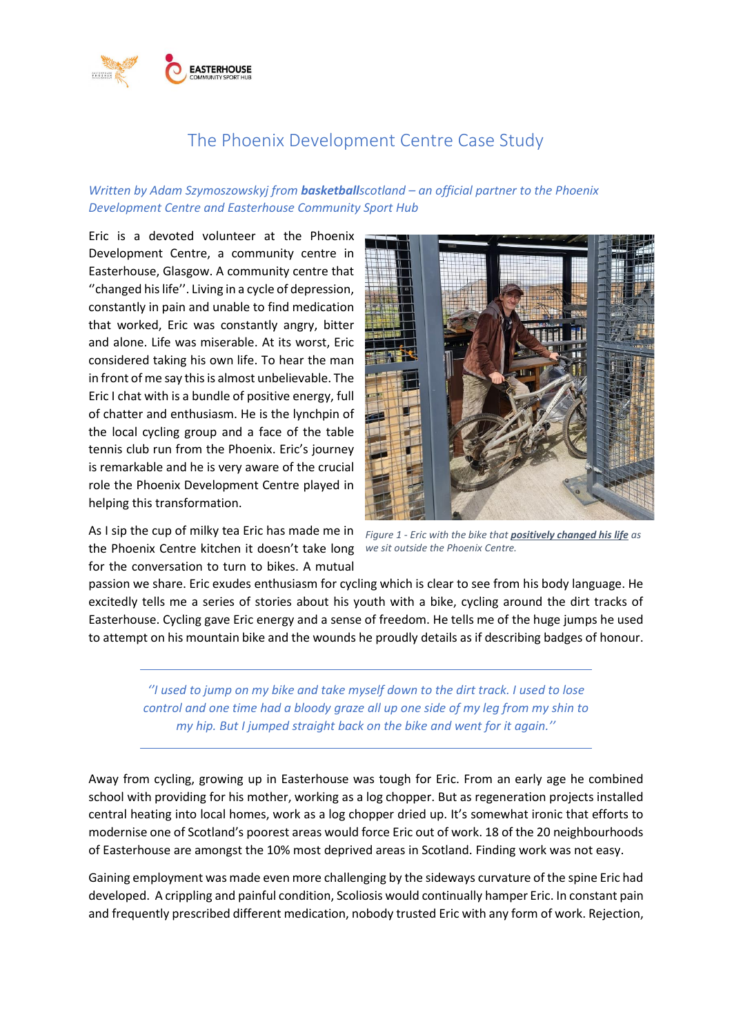# The Phoenix Development Centre Case Study

*Written by Adam Szymoszowskyj from **basketball**scotland – an official partner to the Phoenix Development Centre and Easterhouse Community Sport Hub*

Eric is a devoted volunteer at the Phoenix Development Centre, a community centre in Easterhouse, Glasgow. A community centre that ''changed his life''. Living in a cycle of depression, constantly in pain and unable to find medication that worked, Eric was constantly angry, bitter and alone. Life was miserable. At its worst, Eric considered taking his own life. To hear the man in front of me say this is almost unbelievable. The Eric I chat with is a bundle of positive energy, full of chatter and enthusiasm. He is the lynchpin of the local cycling group and a face of the table tennis club run from the Phoenix. Eric's journey is remarkable and he is very aware of the crucial role the Phoenix Development Centre played in helping this transformation.

*Figure 1 - Eric with the bike that* ***positively changed his life*** *as we sit outside the Phoenix Centre.*

As I sip the cup of milky tea Eric has made me in the Phoenix Centre kitchen it doesn't take long for the conversation to turn to bikes. A mutual passion we share. Eric exudes enthusiasm for cycling which is clear to see from his body language. He excitedly tells me a series of stories about his youth with a bike, cycling around the dirt tracks of Easterhouse. Cycling gave Eric energy and a sense of freedom. He tells me of the huge jumps he used to attempt on his mountain bike and the wounds he proudly details as if describing badges of honour.

> *''I used to jump on my bike and take myself down to the dirt track. I used to lose control and one time had a bloody graze all up one side of my leg from my shin to my hip. But I jumped straight back on the bike and went for it again.''*

Away from cycling, growing up in Easterhouse was tough for Eric. From an early age he combined school with providing for his mother, working as a log chopper. But as regeneration projects installed central heating into local homes, work as a log chopper dried up. It's somewhat ironic that efforts to modernise one of Scotland's poorest areas would force Eric out of work. 18 of the 20 neighbourhoods of Easterhouse are amongst the 10% most deprived areas in Scotland. Finding work was not easy.

Gaining employment was made even more challenging by the sideways curvature of the spine Eric had developed. A crippling and painful condition, Scoliosis would continually hamper Eric. In constant pain and frequently prescribed different medication, nobody trusted Eric with any form of work. Rejection,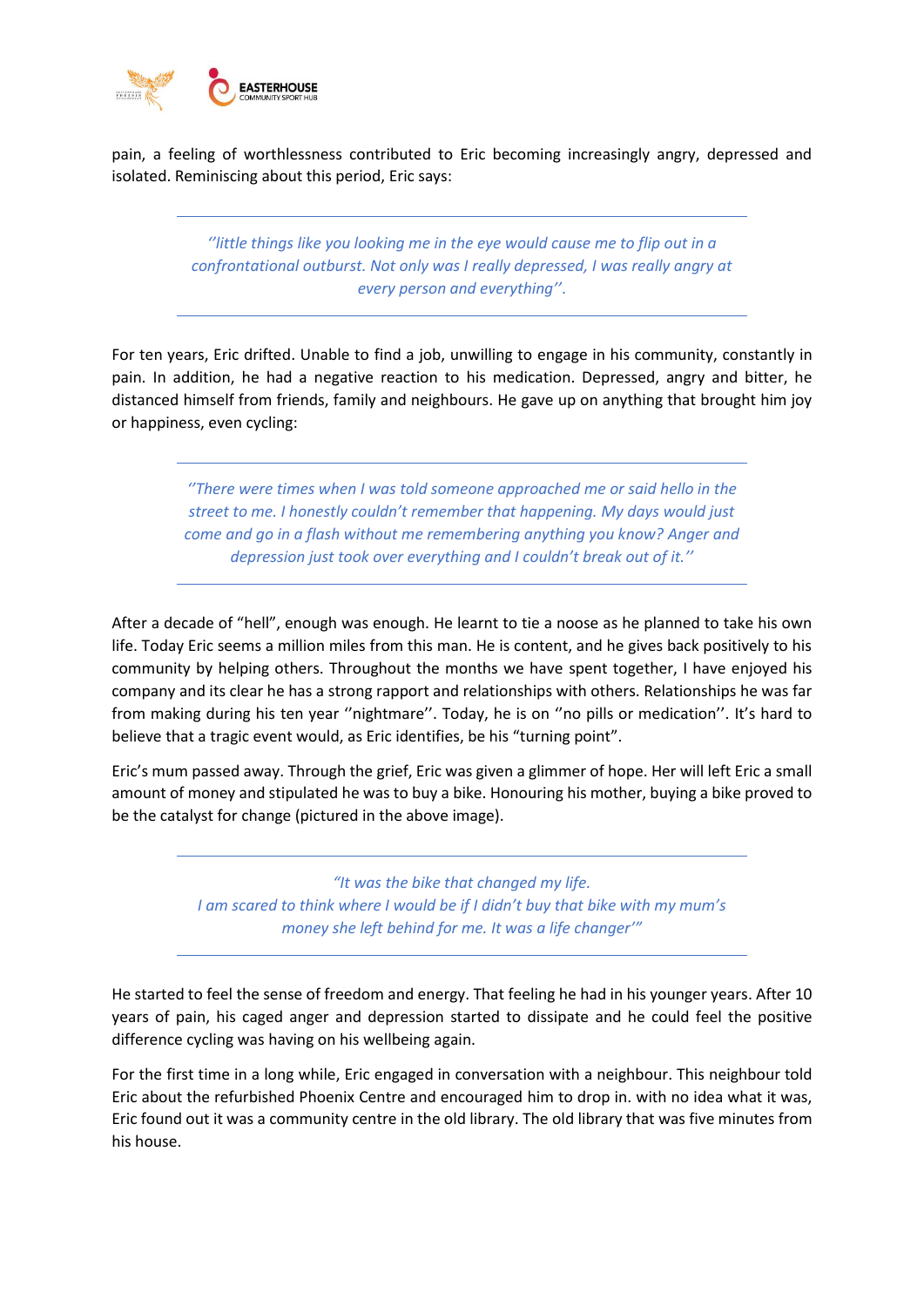pain, a feeling of worthlessness contributed to Eric becoming increasingly angry, depressed and isolated. Reminiscing about this period, Eric says:

> *''little things like you looking me in the eye would cause me to flip out in a confrontational outburst. Not only was I really depressed, I was really angry at every person and everything''.*

For ten years, Eric drifted. Unable to find a job, unwilling to engage in his community, constantly in pain. In addition, he had a negative reaction to his medication. Depressed, angry and bitter, he distanced himself from friends, family and neighbours. He gave up on anything that brought him joy or happiness, even cycling:

> *''There were times when I was told someone approached me or said hello in the street to me. I honestly couldn't remember that happening. My days would just come and go in a flash without me remembering anything you know? Anger and depression just took over everything and I couldn't break out of it.''*

After a decade of "hell", enough was enough. He learnt to tie a noose as he planned to take his own life. Today Eric seems a million miles from this man. He is content, and he gives back positively to his community by helping others. Throughout the months we have spent together, I have enjoyed his company and its clear he has a strong rapport and relationships with others. Relationships he was far from making during his ten year ''nightmare''. Today, he is on ''no pills or medication''. It's hard to believe that a tragic event would, as Eric identifies, be his "turning point".

Eric's mum passed away. Through the grief, Eric was given a glimmer of hope. Her will left Eric a small amount of money and stipulated he was to buy a bike. Honouring his mother, buying a bike proved to be the catalyst for change (pictured in the above image).

> *"It was the bike that changed my life.*
> *I am scared to think where I would be if I didn't buy that bike with my mum's money she left behind for me. It was a life changer'"*

He started to feel the sense of freedom and energy. That feeling he had in his younger years. After 10 years of pain, his caged anger and depression started to dissipate and he could feel the positive difference cycling was having on his wellbeing again.

For the first time in a long while, Eric engaged in conversation with a neighbour. This neighbour told Eric about the refurbished Phoenix Centre and encouraged him to drop in. with no idea what it was, Eric found out it was a community centre in the old library. The old library that was five minutes from his house.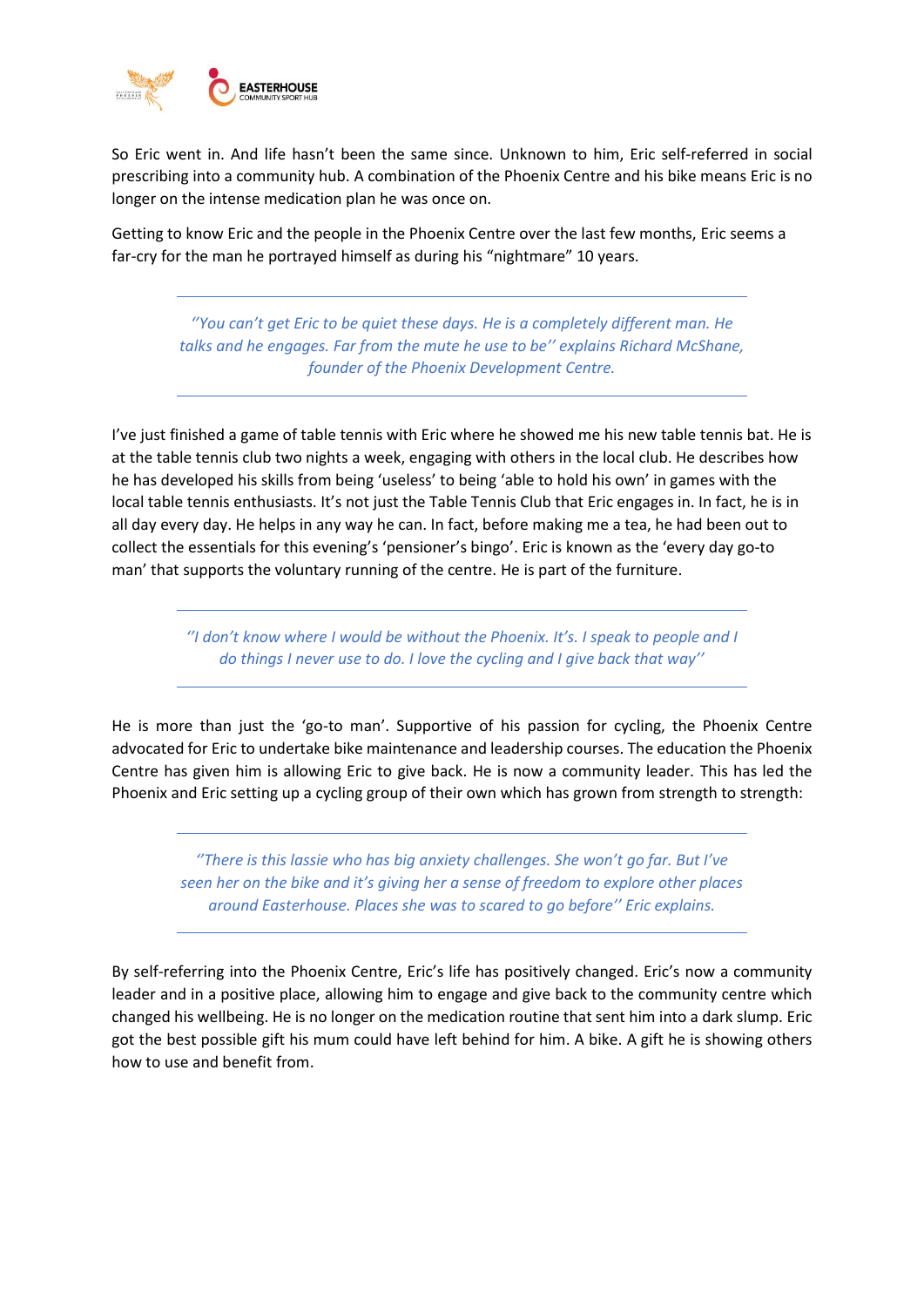So Eric went in. And life hasn't been the same since. Unknown to him, Eric self-referred in social prescribing into a community hub. A combination of the Phoenix Centre and his bike means Eric is no longer on the intense medication plan he was once on.

Getting to know Eric and the people in the Phoenix Centre over the last few months, Eric seems a far-cry for the man he portrayed himself as during his "nightmare" 10 years.

> *''You can't get Eric to be quiet these days. He is a completely different man. He talks and he engages. Far from the mute he use to be'' explains Richard McShane, founder of the Phoenix Development Centre.*

I've just finished a game of table tennis with Eric where he showed me his new table tennis bat. He is at the table tennis club two nights a week, engaging with others in the local club. He describes how he has developed his skills from being 'useless' to being 'able to hold his own' in games with the local table tennis enthusiasts. It's not just the Table Tennis Club that Eric engages in. In fact, he is in all day every day. He helps in any way he can. In fact, before making me a tea, he had been out to collect the essentials for this evening's 'pensioner's bingo'. Eric is known as the 'every day go-to man' that supports the voluntary running of the centre. He is part of the furniture.

> *''I don't know where I would be without the Phoenix. It's. I speak to people and I do things I never use to do. I love the cycling and I give back that way''*

He is more than just the 'go-to man'. Supportive of his passion for cycling, the Phoenix Centre advocated for Eric to undertake bike maintenance and leadership courses. The education the Phoenix Centre has given him is allowing Eric to give back. He is now a community leader. This has led the Phoenix and Eric setting up a cycling group of their own which has grown from strength to strength:

> *''There is this lassie who has big anxiety challenges. She won't go far. But I've seen her on the bike and it's giving her a sense of freedom to explore other places around Easterhouse. Places she was to scared to go before'' Eric explains.*

By self-referring into the Phoenix Centre, Eric's life has positively changed. Eric's now a community leader and in a positive place, allowing him to engage and give back to the community centre which changed his wellbeing. He is no longer on the medication routine that sent him into a dark slump. Eric got the best possible gift his mum could have left behind for him. A bike. A gift he is showing others how to use and benefit from.